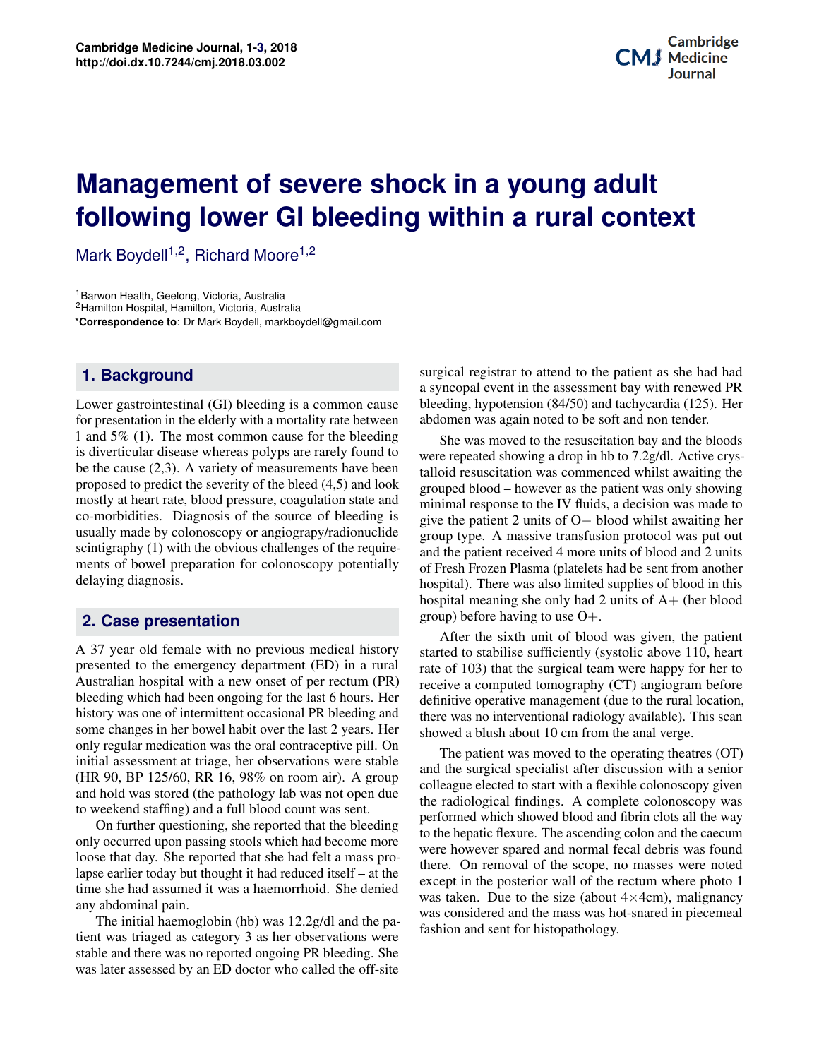# Management of severe shock in a young adult following lower GI bleeding within a rural context

Mark Boydell[1,2], Richard Moore[1,2]

[1]Barwon Health, Geelong, Victoria, Australia
[2]Hamilton Hospital, Hamilton, Victoria, Australia
*Correspondence to: Dr Mark Boydell, markboydell@gmail.com

## 1. Background

Lower gastrointestinal (GI) bleeding is a common cause for presentation in the elderly with a mortality rate between 1 and 5% (1). The most common cause for the bleeding is diverticular disease whereas polyps are rarely found to be the cause (2,3). A variety of measurements have been proposed to predict the severity of the bleed (4,5) and look mostly at heart rate, blood pressure, coagulation state and co-morbidities. Diagnosis of the source of bleeding is usually made by colonoscopy or angiograpy/radionuclide scintigraphy (1) with the obvious challenges of the requirements of bowel preparation for colonoscopy potentially delaying diagnosis.

## 2. Case presentation

A 37 year old female with no previous medical history presented to the emergency department (ED) in a rural Australian hospital with a new onset of per rectum (PR) bleeding which had been ongoing for the last 6 hours. Her history was one of intermittent occasional PR bleeding and some changes in her bowel habit over the last 2 years. Her only regular medication was the oral contraceptive pill. On initial assessment at triage, her observations were stable (HR 90, BP 125/60, RR 16, 98% on room air). A group and hold was stored (the pathology lab was not open due to weekend staffing) and a full blood count was sent.

On further questioning, she reported that the bleeding only occurred upon passing stools which had become more loose that day. She reported that she had felt a mass prolapse earlier today but thought it had reduced itself – at the time she had assumed it was a haemorrhoid. She denied any abdominal pain.

The initial haemoglobin (hb) was 12.2g/dl and the patient was triaged as category 3 as her observations were stable and there was no reported ongoing PR bleeding. She was later assessed by an ED doctor who called the off-site surgical registrar to attend to the patient as she had had a syncopal event in the assessment bay with renewed PR bleeding, hypotension (84/50) and tachycardia (125). Her abdomen was again noted to be soft and non tender.

She was moved to the resuscitation bay and the bloods were repeated showing a drop in hb to 7.2g/dl. Active crystalloid resuscitation was commenced whilst awaiting the grouped blood – however as the patient was only showing minimal response to the IV fluids, a decision was made to give the patient 2 units of O− blood whilst awaiting her group type. A massive transfusion protocol was put out and the patient received 4 more units of blood and 2 units of Fresh Frozen Plasma (platelets had be sent from another hospital). There was also limited supplies of blood in this hospital meaning she only had 2 units of A+ (her blood group) before having to use O+.

After the sixth unit of blood was given, the patient started to stabilise sufficiently (systolic above 110, heart rate of 103) that the surgical team were happy for her to receive a computed tomography (CT) angiogram before definitive operative management (due to the rural location, there was no interventional radiology available). This scan showed a blush about 10 cm from the anal verge.

The patient was moved to the operating theatres (OT) and the surgical specialist after discussion with a senior colleague elected to start with a flexible colonoscopy given the radiological findings. A complete colonoscopy was performed which showed blood and fibrin clots all the way to the hepatic flexure. The ascending colon and the caecum were however spared and normal fecal debris was found there. On removal of the scope, no masses were noted except in the posterior wall of the rectum where photo 1 was taken. Due to the size (about 4×4cm), malignancy was considered and the mass was hot-snared in piecemeal fashion and sent for histopathology.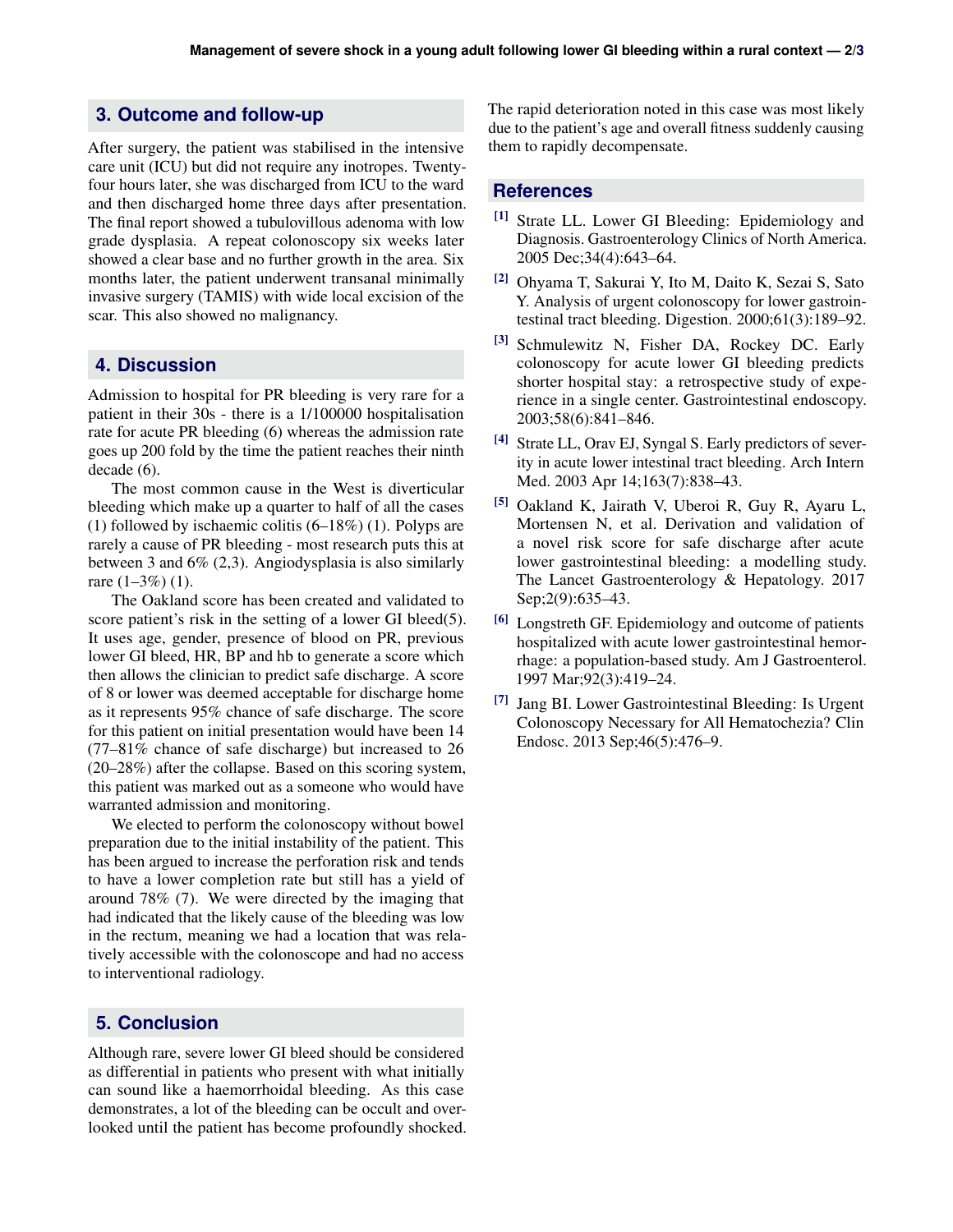## 3. Outcome and follow-up

After surgery, the patient was stabilised in the intensive care unit (ICU) but did not require any inotropes. Twenty-four hours later, she was discharged from ICU to the ward and then discharged home three days after presentation. The final report showed a tubulovillous adenoma with low grade dysplasia. A repeat colonoscopy six weeks later showed a clear base and no further growth in the area. Six months later, the patient underwent transanal minimally invasive surgery (TAMIS) with wide local excision of the scar. This also showed no malignancy.

## 4. Discussion

Admission to hospital for PR bleeding is very rare for a patient in their 30s - there is a 1/100000 hospitalisation rate for acute PR bleeding (6) whereas the admission rate goes up 200 fold by the time the patient reaches their ninth decade (6).

The most common cause in the West is diverticular bleeding which make up a quarter to half of all the cases (1) followed by ischaemic colitis (6–18%) (1). Polyps are rarely a cause of PR bleeding - most research puts this at between 3 and 6% (2,3). Angiodysplasia is also similarly rare (1–3%) (1).

The Oakland score has been created and validated to score patient's risk in the setting of a lower GI bleed(5). It uses age, gender, presence of blood on PR, previous lower GI bleed, HR, BP and hb to generate a score which then allows the clinician to predict safe discharge. A score of 8 or lower was deemed acceptable for discharge home as it represents 95% chance of safe discharge. The score for this patient on initial presentation would have been 14 (77–81% chance of safe discharge) but increased to 26 (20–28%) after the collapse. Based on this scoring system, this patient was marked out as a someone who would have warranted admission and monitoring.

We elected to perform the colonoscopy without bowel preparation due to the initial instability of the patient. This has been argued to increase the perforation risk and tends to have a lower completion rate but still has a yield of around 78% (7). We were directed by the imaging that had indicated that the likely cause of the bleeding was low in the rectum, meaning we had a location that was relatively accessible with the colonoscope and had no access to interventional radiology.

## 5. Conclusion

Although rare, severe lower GI bleed should be considered as differential in patients who present with what initially can sound like a haemorrhoidal bleeding. As this case demonstrates, a lot of the bleeding can be occult and overlooked until the patient has become profoundly shocked. The rapid deterioration noted in this case was most likely due to the patient's age and overall fitness suddenly causing them to rapidly decompensate.

## References

[1] Strate LL. Lower GI Bleeding: Epidemiology and Diagnosis. Gastroenterology Clinics of North America. 2005 Dec;34(4):643–64.

[2] Ohyama T, Sakurai Y, Ito M, Daito K, Sezai S, Sato Y. Analysis of urgent colonoscopy for lower gastrointestinal tract bleeding. Digestion. 2000;61(3):189–92.

[3] Schmulewitz N, Fisher DA, Rockey DC. Early colonoscopy for acute lower GI bleeding predicts shorter hospital stay: a retrospective study of experience in a single center. Gastrointestinal endoscopy. 2003;58(6):841–846.

[4] Strate LL, Orav EJ, Syngal S. Early predictors of severity in acute lower intestinal tract bleeding. Arch Intern Med. 2003 Apr 14;163(7):838–43.

[5] Oakland K, Jairath V, Uberoi R, Guy R, Ayaru L, Mortensen N, et al. Derivation and validation of a novel risk score for safe discharge after acute lower gastrointestinal bleeding: a modelling study. The Lancet Gastroenterology & Hepatology. 2017 Sep;2(9):635–43.

[6] Longstreth GF. Epidemiology and outcome of patients hospitalized with acute lower gastrointestinal hemorrhage: a population-based study. Am J Gastroenterol. 1997 Mar;92(3):419–24.

[7] Jang BI. Lower Gastrointestinal Bleeding: Is Urgent Colonoscopy Necessary for All Hematochezia? Clin Endosc. 2013 Sep;46(5):476–9.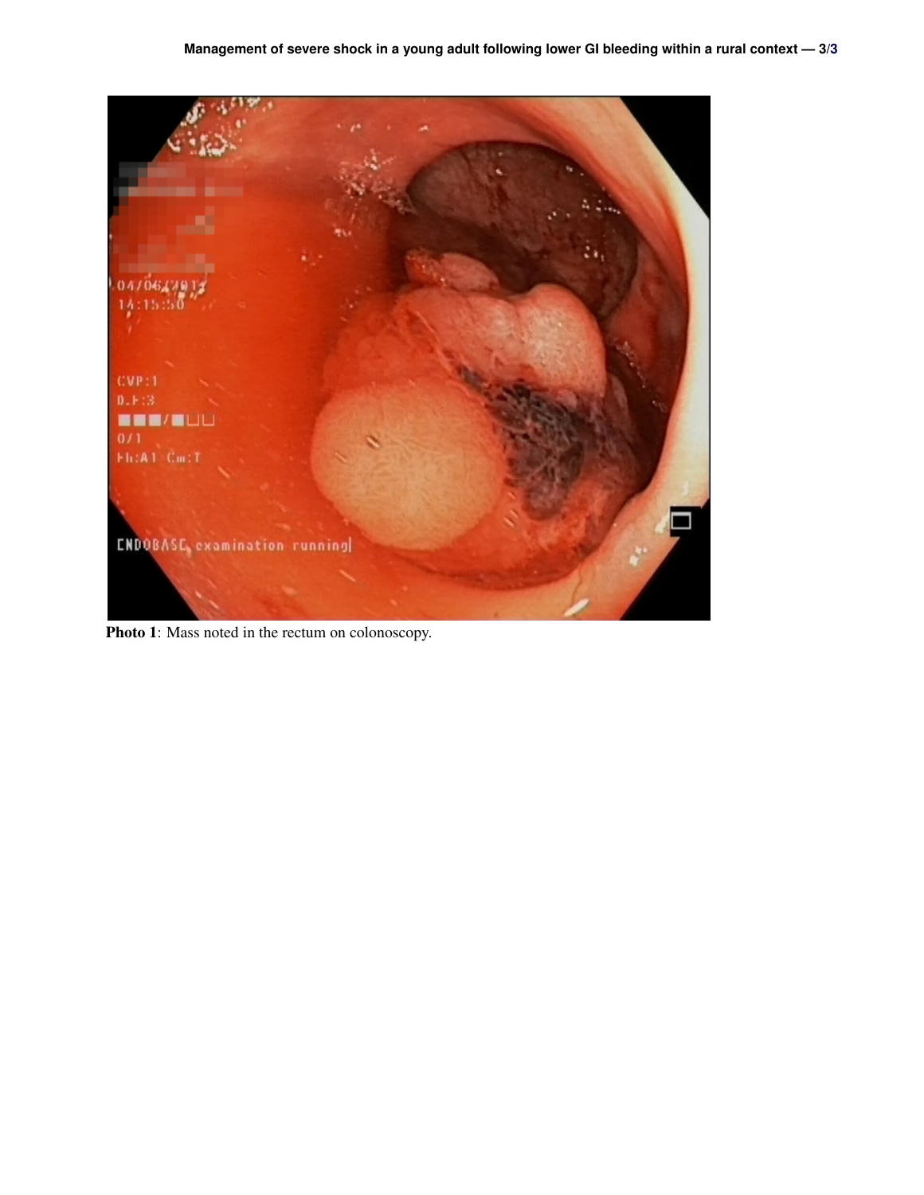**Photo 1**: Mass noted in the rectum on colonoscopy.